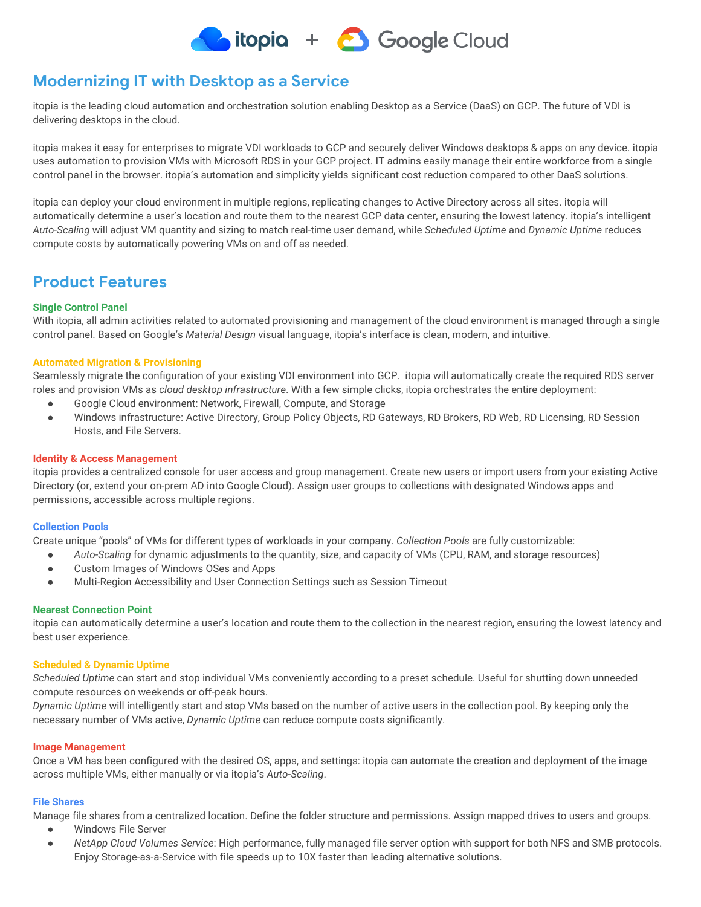# Modernizing IT with Desktop as a Service

itopia is the leading cloud automation and orchestration solution enabling Desktop as a Service (DaaS) on GCP. The future of VDI is delivering desktops in the cloud.

itopia makes it easy for enterprises to migrate VDI workloads to GCP and securely deliver Windows desktops & apps on any device. itopia uses automation to provision VMs with Microsoft RDS in your GCP project. IT admins easily manage their entire workforce from a single control panel in the browser. itopia's automation and simplicity yields significant cost reduction compared to other DaaS solutions.

itopia can deploy your cloud environment in multiple regions, replicating changes to Active Directory across all sites. itopia will automatically determine a user's location and route them to the nearest GCP data center, ensuring the lowest latency. itopia's intelligent *Auto-Scaling* will adjust VM quantity and sizing to match real-time user demand, while *Scheduled Uptime* and *Dynamic Uptime* reduces compute costs by automatically powering VMs on and off as needed.

## Product Features

### Single Control Panel

With itopia, all admin activities related to automated provisioning and management of the cloud environment is managed through a single control panel. Based on Google's *Material Design* visual language, itopia's interface is clean, modern, and intuitive.

### Automated Migration & Provisioning

Seamlessly migrate the configuration of your existing VDI environment into GCP. itopia will automatically create the required RDS server roles and provision VMs as *cloud desktop infrastructure*. With a few simple clicks, itopia orchestrates the entire deployment:

- Google Cloud environment: Network, Firewall, Compute, and Storage
- Windows infrastructure: Active Directory, Group Policy Objects, RD Gateways, RD Brokers, RD Web, RD Licensing, RD Session Hosts, and File Servers.

### Identity & Access Management

itopia provides a centralized console for user access and group management. Create new users or import users from your existing Active Directory (or, extend your on-prem AD into Google Cloud). Assign user groups to collections with designated Windows apps and permissions, accessible across multiple regions.

### Collection Pools

Create unique "pools" of VMs for different types of workloads in your company. *Collection Pools* are fully customizable:

- *Auto-Scaling* for dynamic adjustments to the quantity, size, and capacity of VMs (CPU, RAM, and storage resources)
- Custom Images of Windows OSes and Apps
- Multi-Region Accessibility and User Connection Settings such as Session Timeout

### Nearest Connection Point

itopia can automatically determine a user's location and route them to the collection in the nearest region, ensuring the lowest latency and best user experience.

### Scheduled & Dynamic Uptime

*Scheduled Uptime* can start and stop individual VMs conveniently according to a preset schedule. Useful for shutting down unneeded compute resources on weekends or off-peak hours.
*Dynamic Uptime* will intelligently start and stop VMs based on the number of active users in the collection pool. By keeping only the necessary number of VMs active, *Dynamic Uptime* can reduce compute costs significantly.

### Image Management

Once a VM has been configured with the desired OS, apps, and settings: itopia can automate the creation and deployment of the image across multiple VMs, either manually or via itopia's *Auto-Scaling*.

### File Shares

Manage file shares from a centralized location. Define the folder structure and permissions. Assign mapped drives to users and groups.

- Windows File Server
- *NetApp Cloud Volumes Service*: High performance, fully managed file server option with support for both NFS and SMB protocols. Enjoy Storage-as-a-Service with file speeds up to 10X faster than leading alternative solutions.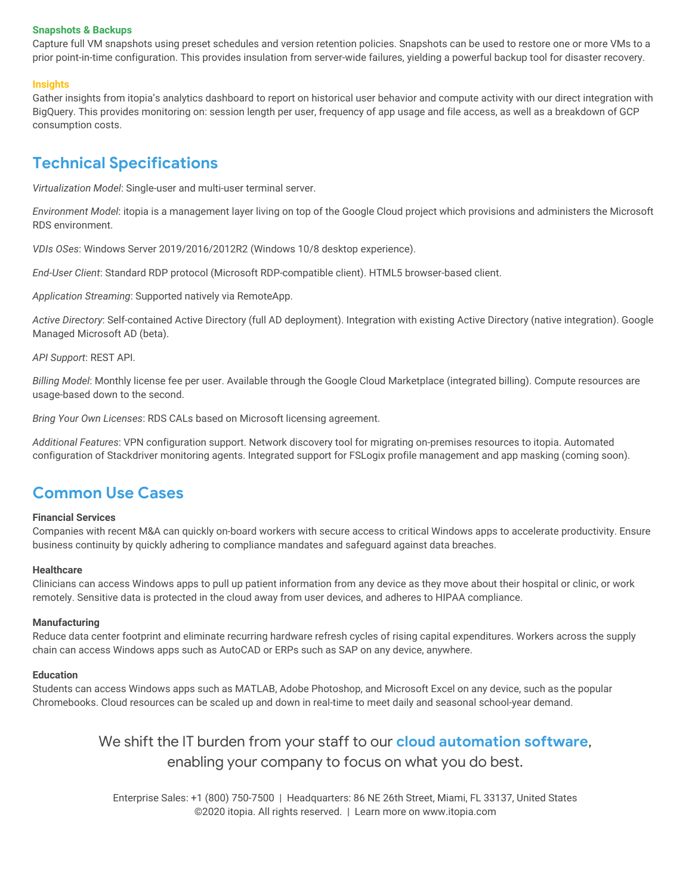### Snapshots & Backups

Capture full VM snapshots using preset schedules and version retention policies. Snapshots can be used to restore one or more VMs to a prior point-in-time configuration. This provides insulation from server-wide failures, yielding a powerful backup tool for disaster recovery.

### Insights

Gather insights from itopia's analytics dashboard to report on historical user behavior and compute activity with our direct integration with BigQuery. This provides monitoring on: session length per user, frequency of app usage and file access, as well as a breakdown of GCP consumption costs.

## Technical Specifications

*Virtualization Model*: Single-user and multi-user terminal server.

*Environment Model*: itopia is a management layer living on top of the Google Cloud project which provisions and administers the Microsoft RDS environment.

*VDIs OSes*: Windows Server 2019/2016/2012R2 (Windows 10/8 desktop experience).

*End-User Client*: Standard RDP protocol (Microsoft RDP-compatible client). HTML5 browser-based client.

*Application Streaming*: Supported natively via RemoteApp.

*Active Directory*: Self-contained Active Directory (full AD deployment). Integration with existing Active Directory (native integration). Google Managed Microsoft AD (beta).

*API Support*: REST API.

*Billing Model*: Monthly license fee per user. Available through the Google Cloud Marketplace (integrated billing). Compute resources are usage-based down to the second.

*Bring Your Own Licenses*: RDS CALs based on Microsoft licensing agreement.

*Additional Features*: VPN configuration support. Network discovery tool for migrating on-premises resources to itopia. Automated configuration of Stackdriver monitoring agents. Integrated support for FSLogix profile management and app masking (coming soon).

## Common Use Cases

**Financial Services**

Companies with recent M&A can quickly on-board workers with secure access to critical Windows apps to accelerate productivity. Ensure business continuity by quickly adhering to compliance mandates and safeguard against data breaches.

**Healthcare**

Clinicians can access Windows apps to pull up patient information from any device as they move about their hospital or clinic, or work remotely. Sensitive data is protected in the cloud away from user devices, and adheres to HIPAA compliance.

**Manufacturing**

Reduce data center footprint and eliminate recurring hardware refresh cycles of rising capital expenditures. Workers across the supply chain can access Windows apps such as AutoCAD or ERPs such as SAP on any device, anywhere.

**Education**

Students can access Windows apps such as MATLAB, Adobe Photoshop, and Microsoft Excel on any device, such as the popular Chromebooks. Cloud resources can be scaled up and down in real-time to meet daily and seasonal school-year demand.

We shift the IT burden from your staff to our **cloud automation software**, enabling your company to focus on what you do best.

Enterprise Sales: +1 (800) 750-7500 | Headquarters: 86 NE 26th Street, Miami, FL 33137, United States
©2020 itopia. All rights reserved. | Learn more on www.itopia.com